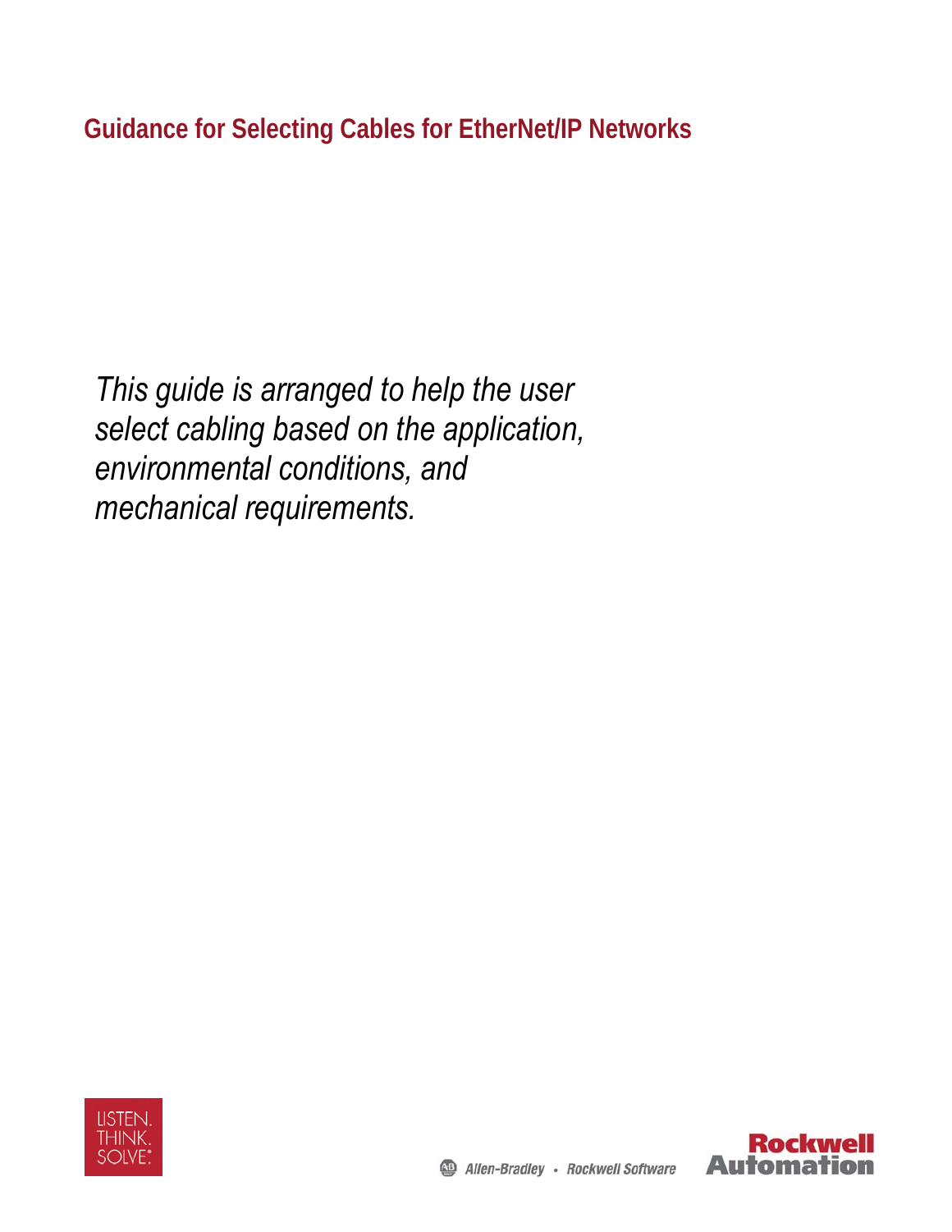# Guidance for Selecting Cables for EtherNet/IP Networks

*This guide is arranged to help the user select cabling based on the application, environmental conditions, and mechanical requirements.*

LISTEN.
THINK.
SOLVE.

Allen-Bradley • Rockwell Software

Rockwell Automation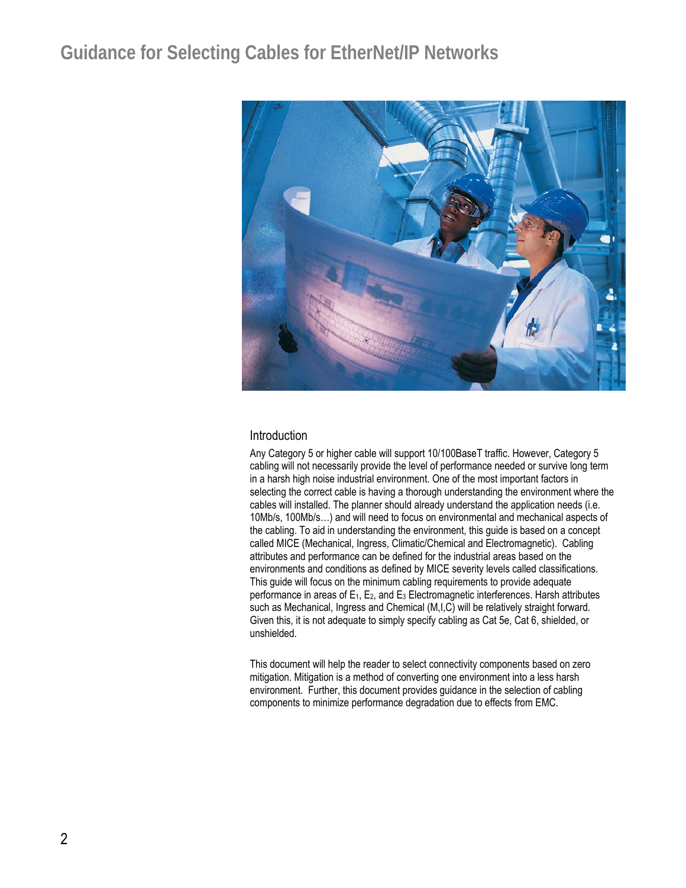# Guidance for Selecting Cables for EtherNet/IP Networks

## Introduction

Any Category 5 or higher cable will support 10/100BaseT traffic. However, Category 5 cabling will not necessarily provide the level of performance needed or survive long term in a harsh high noise industrial environment. One of the most important factors in selecting the correct cable is having a thorough understanding the environment where the cables will installed. The planner should already understand the application needs (i.e. 10Mb/s, 100Mb/s…) and will need to focus on environmental and mechanical aspects of the cabling. To aid in understanding the environment, this guide is based on a concept called MICE (Mechanical, Ingress, Climatic/Chemical and Electromagnetic). Cabling attributes and performance can be defined for the industrial areas based on the environments and conditions as defined by MICE severity levels called classifications. This guide will focus on the minimum cabling requirements to provide adequate performance in areas of $E_1$, $E_2$, and $E_3$ Electromagnetic interferences. Harsh attributes such as Mechanical, Ingress and Chemical (M,I,C) will be relatively straight forward. Given this, it is not adequate to simply specify cabling as Cat 5e, Cat 6, shielded, or unshielded.

This document will help the reader to select connectivity components based on zero mitigation. Mitigation is a method of converting one environment into a less harsh environment. Further, this document provides guidance in the selection of cabling components to minimize performance degradation due to effects from EMC.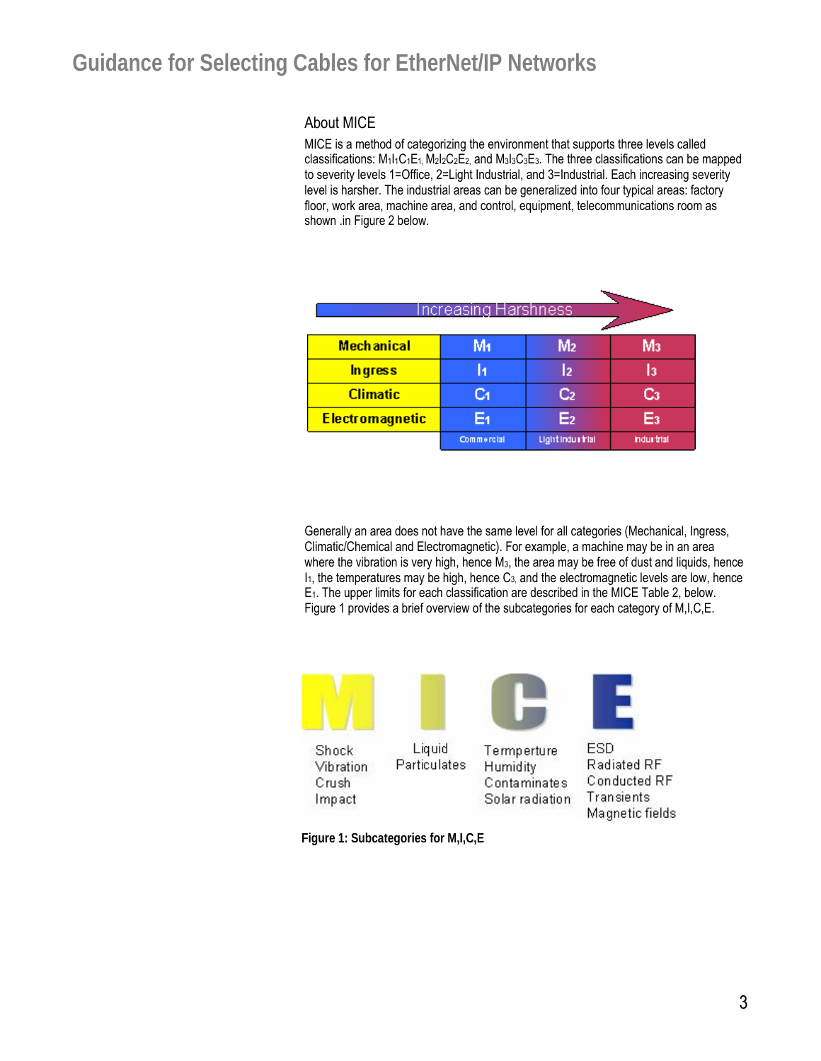## About MICE

MICE is a method of categorizing the environment that supports three levels called classifications: $M_1I_1C_1E_1$, $M_2I_2C_2E_2$, and $M_3I_3C_3E_3$. The three classifications can be mapped to severity levels 1=Office, 2=Light Industrial, and 3=Industrial. Each increasing severity level is harsher. The industrial areas can be generalized into four typical areas: factory floor, work area, machine area, and control, equipment, telecommunications room as shown .in Figure 2 below.

Increasing Harshness →

| | | | |
|---|---|---|---|
| **Mechanical** | $M_1$ | $M_2$ | $M_3$ |
| **Ingress** | $I_1$ | $I_2$ | $I_3$ |
| **Climatic** | $C_1$ | $C_2$ | $C_3$ |
| **Electromagnetic** | $E_1$ | $E_2$ | $E_3$ |
| | Commercial | Light Industrial | Industrial |

Generally an area does not have the same level for all categories (Mechanical, Ingress, Climatic/Chemical and Electromagnetic). For example, a machine may be in an area where the vibration is very high, hence $M_3$, the area may be free of dust and liquids, hence $I_1$, the temperatures may be high, hence $C_3$, and the electromagnetic levels are low, hence $E_1$. The upper limits for each classification are described in the MICE Table 2, below. Figure 1 provides a brief overview of the subcategories for each category of M,I,C,E.

| M | I | C | E |
|---|---|---|---|
| Shock<br>Vibration<br>Crush<br>Impact | Liquid<br>Particulates | Termperture<br>Humidity<br>Contaminates<br>Solar radiation | ESD<br>Radiated RF<br>Conducted RF<br>Transients<br>Magnetic fields |

**Figure 1: Subcategories for M,I,C,E**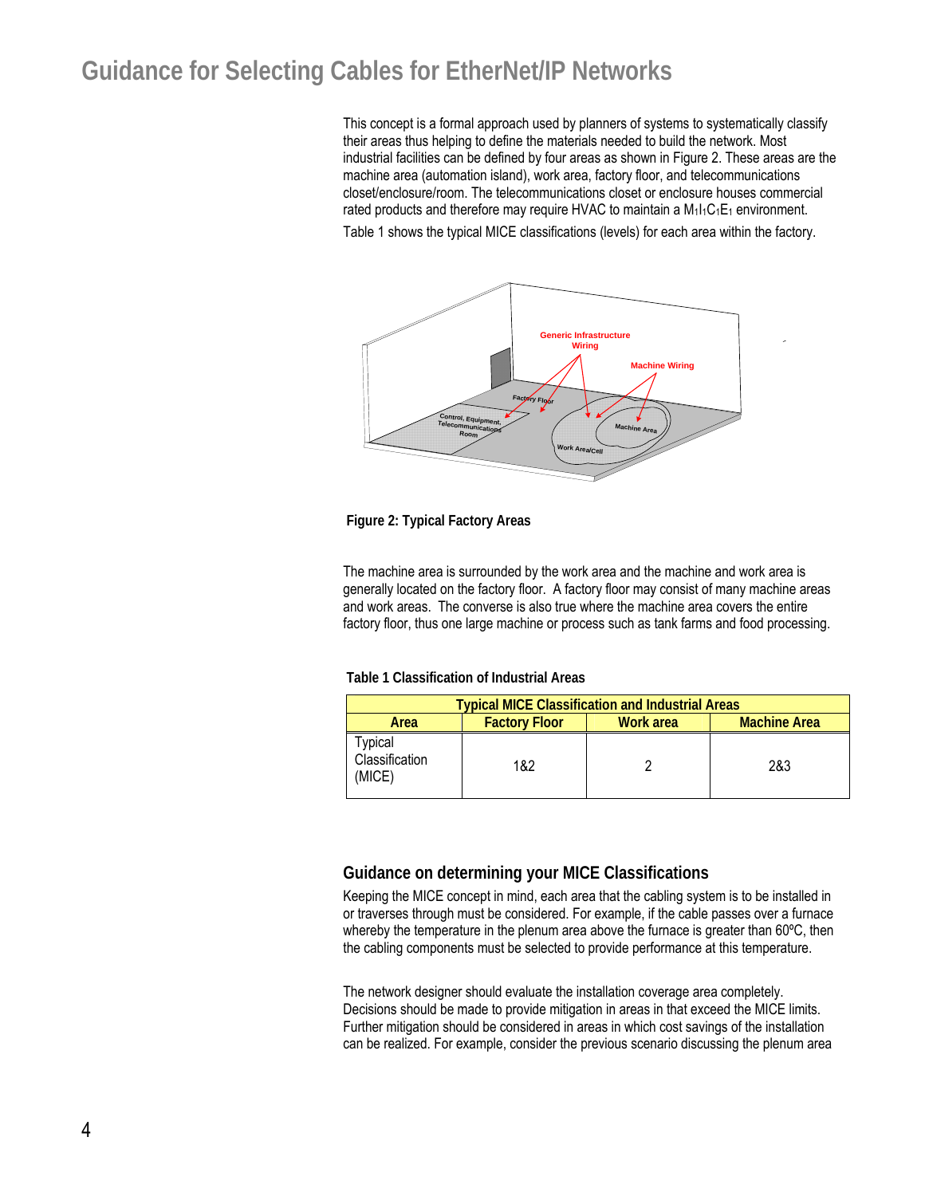# Guidance for Selecting Cables for EtherNet/IP Networks

This concept is a formal approach used by planners of systems to systematically classify their areas thus helping to define the materials needed to build the network. Most industrial facilities can be defined by four areas as shown in Figure 2. These areas are the machine area (automation island), work area, factory floor, and telecommunications closet/enclosure/room. The telecommunications closet or enclosure houses commercial rated products and therefore may require HVAC to maintain a $M_1I_1C_1E_1$ environment.

Table 1 shows the typical MICE classifications (levels) for each area within the factory.

**Figure 2: Typical Factory Areas**

The machine area is surrounded by the work area and the machine and work area is generally located on the factory floor. A factory floor may consist of many machine areas and work areas. The converse is also true where the machine area covers the entire factory floor, thus one large machine or process such as tank farms and food processing.

**Table 1 Classification of Industrial Areas**

| Typical MICE Classification and Industrial Areas | | | |
|---|---|---|---|
| **Area** | **Factory Floor** | **Work area** | **Machine Area** |
| Typical Classification (MICE) | 1&2 | 2 | 2&3 |

## Guidance on determining your MICE Classifications

Keeping the MICE concept in mind, each area that the cabling system is to be installed in or traverses through must be considered. For example, if the cable passes over a furnace whereby the temperature in the plenum area above the furnace is greater than 60ºC, then the cabling components must be selected to provide performance at this temperature.

The network designer should evaluate the installation coverage area completely. Decisions should be made to provide mitigation in areas in that exceed the MICE limits. Further mitigation should be considered in areas in which cost savings of the installation can be realized. For example, consider the previous scenario discussing the plenum area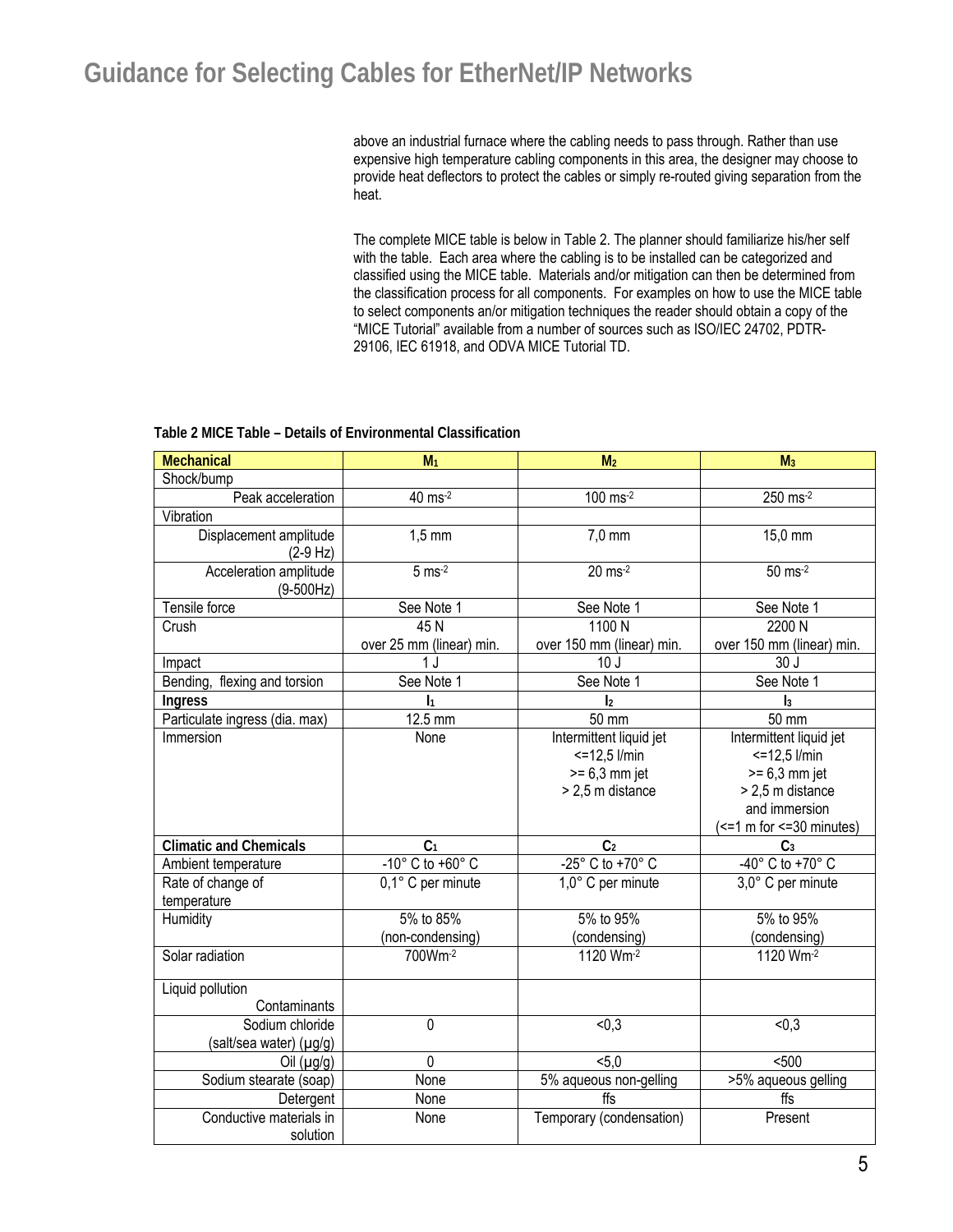above an industrial furnace where the cabling needs to pass through. Rather than use expensive high temperature cabling components in this area, the designer may choose to provide heat deflectors to protect the cables or simply re-routed giving separation from the heat.

The complete MICE table is below in Table 2. The planner should familiarize his/her self with the table. Each area where the cabling is to be installed can be categorized and classified using the MICE table. Materials and/or mitigation can then be determined from the classification process for all components. For examples on how to use the MICE table to select components an/or mitigation techniques the reader should obtain a copy of the "MICE Tutorial" available from a number of sources such as ISO/IEC 24702, PDTR-29106, IEC 61918, and ODVA MICE Tutorial TD.

**Table 2 MICE Table – Details of Environmental Classification**

| **Mechanical** | $M_1$ | $M_2$ | $M_3$ |
|---|---|---|---|
| Shock/bump | | | |
| Peak acceleration | 40 $ms^{-2}$ | 100 $ms^{-2}$ | 250 $ms^{-2}$ |
| Vibration | | | |
| Displacement amplitude (2-9 Hz) | 1,5 mm | 7,0 mm | 15,0 mm |
| Acceleration amplitude (9-500Hz) | 5 $ms^{-2}$ | 20 $ms^{-2}$ | 50 $ms^{-2}$ |
| Tensile force | See Note 1 | See Note 1 | See Note 1 |
| Crush | 45 N over 25 mm (linear) min. | 1100 N over 150 mm (linear) min. | 2200 N over 150 mm (linear) min. |
| Impact | 1 J | 10 J | 30 J |
| Bending, flexing and torsion | See Note 1 | See Note 1 | See Note 1 |
| **Ingress** | $I_1$ | $I_2$ | $I_3$ |
| Particulate ingress (dia. max) | 12.5 mm | 50 mm | 50 mm |
| Immersion | None | Intermittent liquid jet <=12,5 l/min >= 6,3 mm jet > 2,5 m distance | Intermittent liquid jet <=12,5 l/min >= 6,3 mm jet > 2,5 m distance and immersion (<=1 m for <=30 minutes) |
| **Climatic and Chemicals** | $C_1$ | $C_2$ | $C_3$ |
| Ambient temperature | -10° C to +60° C | -25° C to +70° C | -40° C to +70° C |
| Rate of change of temperature | 0,1° C per minute | 1,0° C per minute | 3,0° C per minute |
| Humidity | 5% to 85% (non-condensing) | 5% to 95% (condensing) | 5% to 95% (condensing) |
| Solar radiation | 700$Wm^{-2}$ | 1120 $Wm^{-2}$ | 1120 $Wm^{-2}$ |
| Liquid pollution Contaminants | | | |
| Sodium chloride (salt/sea water) (µg/g) | 0 | <0,3 | <0,3 |
| Oil (µg/g) | 0 | <5,0 | <500 |
| Sodium stearate (soap) | None | 5% aqueous non-gelling | >5% aqueous gelling |
| Detergent | None | ffs | ffs |
| Conductive materials in solution | None | Temporary (condensation) | Present |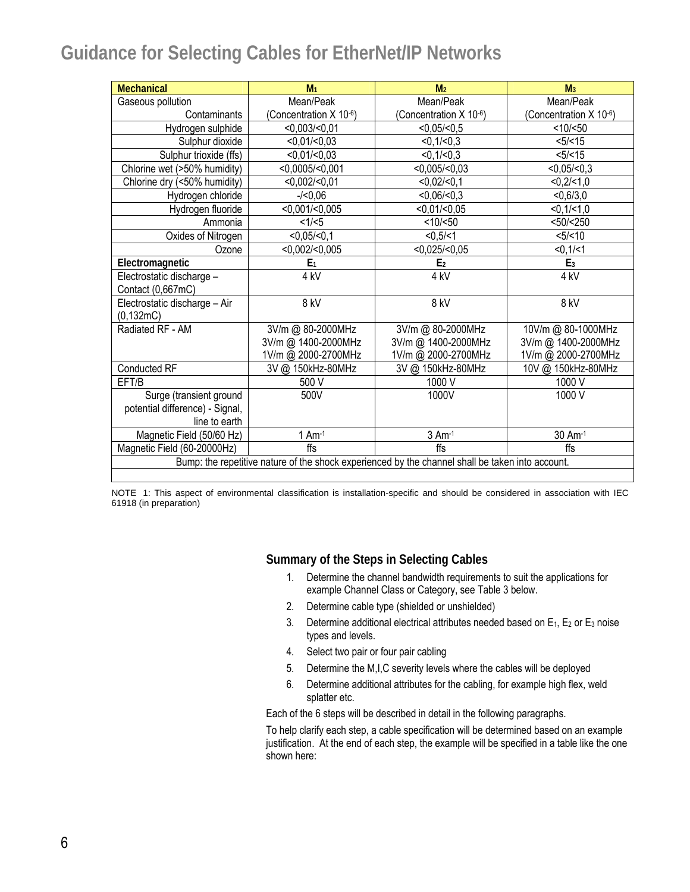# Guidance for Selecting Cables for EtherNet/IP Networks

| **Mechanical** | **$M_1$** | **$M_2$** | **$M_3$** |
|---|---|---|---|
| Gaseous pollution Contaminants | Mean/Peak (Concentration X $10^{-6}$) | Mean/Peak (Concentration X $10^{-6}$) | Mean/Peak (Concentration X $10^{-6}$) |
| Hydrogen sulphide | <0,003/<0,01 | <0,05/<0,5 | <10/<50 |
| Sulphur dioxide | <0,01/<0,03 | <0,1/<0,3 | <5/<15 |
| Sulphur trioxide (ffs) | <0,01/<0,03 | <0,1/<0,3 | <5/<15 |
| Chlorine wet (>50% humidity) | <0,0005/<0,001 | <0,005/<0,03 | <0,05/<0,3 |
| Chlorine dry (<50% humidity) | <0,002/<0,01 | <0,02/<0,1 | <0,2/<1,0 |
| Hydrogen chloride | -/<0,06 | <0,06/<0,3 | <0,6/3,0 |
| Hydrogen fluoride | <0,001/<0,005 | <0,01/<0,05 | <0,1/<1,0 |
| Ammonia | <1/<5 | <10/<50 | <50/<250 |
| Oxides of Nitrogen | <0,05/<0,1 | <0,5/<1 | <5/<10 |
| Ozone | <0,002/<0,005 | <0,025/<0,05 | <0,1/<1 |
| **Electromagnetic** | **$E_1$** | **$E_2$** | **$E_3$** |
| Electrostatic discharge – Contact (0,667mC) | 4 kV | 4 kV | 4 kV |
| Electrostatic discharge – Air (0,132mC) | 8 kV | 8 kV | 8 kV |
| Radiated RF - AM | 3V/m @ 80-2000MHz<br>3V/m @ 1400-2000MHz<br>1V/m @ 2000-2700MHz | 3V/m @ 80-2000MHz<br>3V/m @ 1400-2000MHz<br>1V/m @ 2000-2700MHz | 10V/m @ 80-1000MHz<br>3V/m @ 1400-2000MHz<br>1V/m @ 2000-2700MHz |
| Conducted RF | 3V @ 150kHz-80MHz | 3V @ 150kHz-80MHz | 10V @ 150kHz-80MHz |
| EFT/B | 500 V | 1000 V | 1000 V |
| Surge (transient ground potential difference) - Signal, line to earth | 500V | 1000V | 1000 V |
| Magnetic Field (50/60 Hz) | 1 $Am^{-1}$ | 3 $Am^{-1}$ | 30 $Am^{-1}$ |
| Magnetic Field (60-20000Hz) | ffs | ffs | ffs |
| Bump: the repetitive nature of the shock experienced by the channel shall be taken into account. | | | |

NOTE 1: This aspect of environmental classification is installation-specific and should be considered in association with IEC 61918 (in preparation)

### Summary of the Steps in Selecting Cables

1. Determine the channel bandwidth requirements to suit the applications for example Channel Class or Category, see Table 3 below.
2. Determine cable type (shielded or unshielded)
3. Determine additional electrical attributes needed based on $E_1$, $E_2$ or $E_3$ noise types and levels.
4. Select two pair or four pair cabling
5. Determine the M,I,C severity levels where the cables will be deployed
6. Determine additional attributes for the cabling, for example high flex, weld splatter etc.

Each of the 6 steps will be described in detail in the following paragraphs.

To help clarify each step, a cable specification will be determined based on an example justification. At the end of each step, the example will be specified in a table like the one shown here: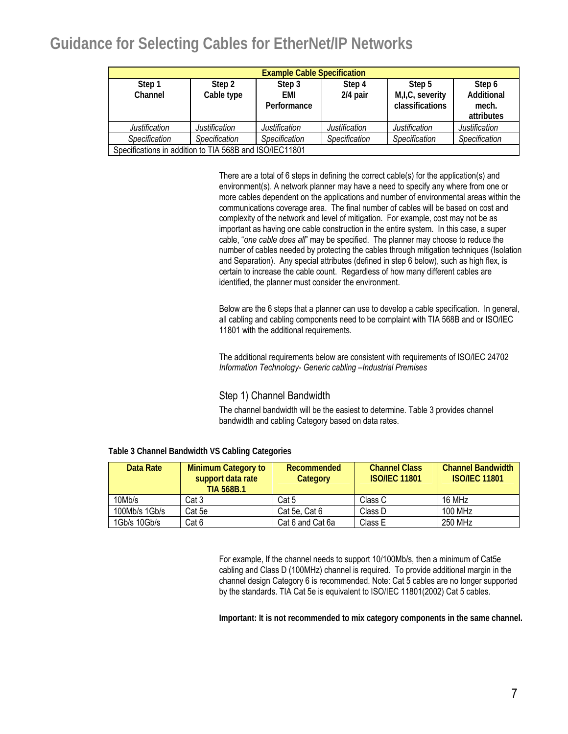| Example Cable Specification | | | | | |
|---|---|---|---|---|---|
| Step 1 Channel | Step 2 Cable type | Step 3 EMI Performance | Step 4 2/4 pair | Step 5 M,I,C, severity classifications | Step 6 Additional mech. attributes |
| *Justification* | *Justification* | *Justification* | *Justification* | *Justification* | *Justification* |
| *Specification* | *Specification* | *Specification* | *Specification* | *Specification* | *Specification* |
| Specifications in addition to TIA 568B and ISO/IEC11801 | | | | | |

There are a total of 6 steps in defining the correct cable(s) for the application(s) and environment(s). A network planner may have a need to specify any where from one or more cables dependent on the applications and number of environmental areas within the communications coverage area. The final number of cables will be based on cost and complexity of the network and level of mitigation. For example, cost may not be as important as having one cable construction in the entire system. In this case, a super cable, "*one cable does all*" may be specified. The planner may choose to reduce the number of cables needed by protecting the cables through mitigation techniques (Isolation and Separation). Any special attributes (defined in step 6 below), such as high flex, is certain to increase the cable count. Regardless of how many different cables are identified, the planner must consider the environment.

Below are the 6 steps that a planner can use to develop a cable specification. In general, all cabling and cabling components need to be complaint with TIA 568B and or ISO/IEC 11801 with the additional requirements.

The additional requirements below are consistent with requirements of ISO/IEC 24702 *Information Technology- Generic cabling –Industrial Premises*

## Step 1) Channel Bandwidth

The channel bandwidth will be the easiest to determine. Table 3 provides channel bandwidth and cabling Category based on data rates.

**Table 3 Channel Bandwidth VS Cabling Categories**

| Data Rate | Minimum Category to support data rate TIA 568B.1 | Recommended Category | Channel Class ISO/IEC 11801 | Channel Bandwidth ISO/IEC 11801 |
|---|---|---|---|---|
| 10Mb/s | Cat 3 | Cat 5 | Class C | 16 MHz |
| 100Mb/s 1Gb/s | Cat 5e | Cat 5e, Cat 6 | Class D | 100 MHz |
| 1Gb/s 10Gb/s | Cat 6 | Cat 6 and Cat 6a | Class E | 250 MHz |

For example, If the channel needs to support 10/100Mb/s, then a minimum of Cat5e cabling and Class D (100MHz) channel is required. To provide additional margin in the channel design Category 6 is recommended. Note: Cat 5 cables are no longer supported by the standards. TIA Cat 5e is equivalent to ISO/IEC 11801(2002) Cat 5 cables.

**Important: It is not recommended to mix category components in the same channel.**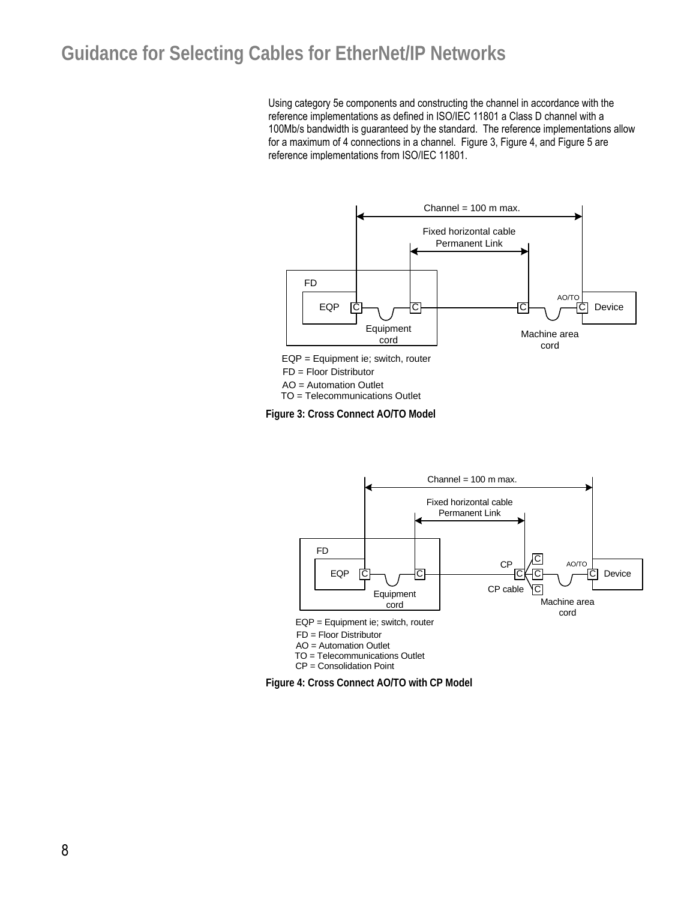Using category 5e components and constructing the channel in accordance with the reference implementations as defined in ISO/IEC 11801 a Class D channel with a 100Mb/s bandwidth is guaranteed by the standard. The reference implementations allow for a maximum of 4 connections in a channel. Figure 3, Figure 4, and Figure 5 are reference implementations from ISO/IEC 11801.

Channel = 100 m max.

Fixed horizontal cable
Permanent Link

FD

EQP C — Equipment cord — C — C — Machine area cord — AO/TO C Device

EQP = Equipment ie; switch, router
FD = Floor Distributor
AO = Automation Outlet
TO = Telecommunications Outlet

**Figure 3: Cross Connect AO/TO Model**

Channel = 100 m max.

Fixed horizontal cable
Permanent Link

FD

EQP C — Equipment cord — C — CP C (CP cable) — C C C — Machine area cord — AO/TO C Device

EQP = Equipment ie; switch, router
FD = Floor Distributor
AO = Automation Outlet
TO = Telecommunications Outlet
CP = Consolidation Point

**Figure 4: Cross Connect AO/TO with CP Model**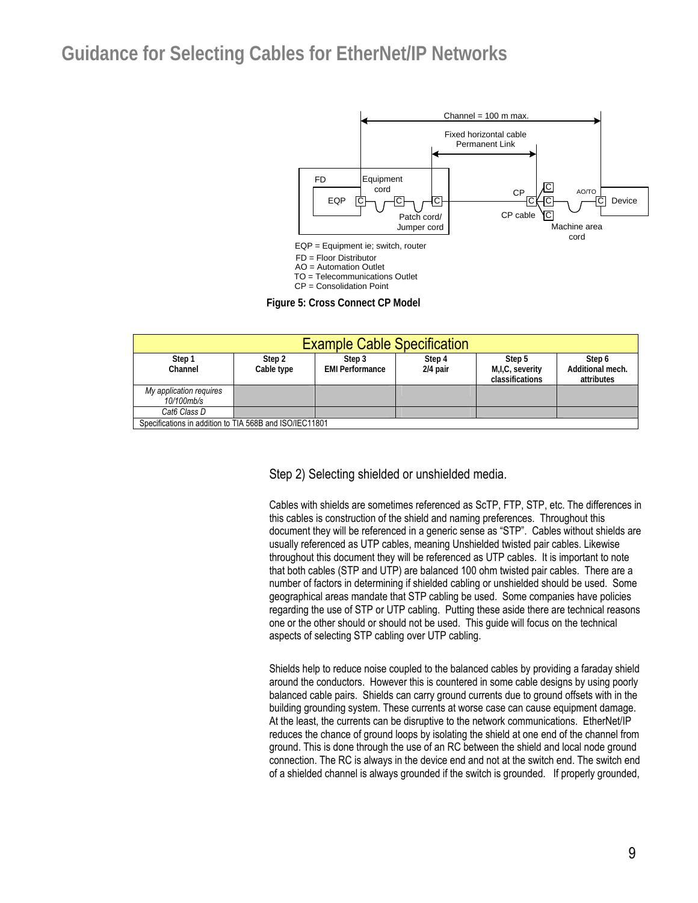# Guidance for Selecting Cables for EtherNet/IP Networks

EQP = Equipment ie; switch, router
FD = Floor Distributor
AO = Automation Outlet
TO = Telecommunications Outlet
CP = Consolidation Point

**Figure 5: Cross Connect CP Model**

| Example Cable Specification | | | | | |
|---|---|---|---|---|---|
| **Step 1 Channel** | **Step 2 Cable type** | **Step 3 EMI Performance** | **Step 4 2/4 pair** | **Step 5 M,I,C, severity classifications** | **Step 6 Additional mech. attributes** |
| *My application requires 10/100mb/s* | | | | | |
| *Cat6 Class D* | | | | | |
| Specifications in addition to TIA 568B and ISO/IEC11801 | | | | | |

Step 2) Selecting shielded or unshielded media.

Cables with shields are sometimes referenced as ScTP, FTP, STP, etc. The differences in this cables is construction of the shield and naming preferences. Throughout this document they will be referenced in a generic sense as "STP". Cables without shields are usually referenced as UTP cables, meaning Unshielded twisted pair cables. Likewise throughout this document they will be referenced as UTP cables. It is important to note that both cables (STP and UTP) are balanced 100 ohm twisted pair cables. There are a number of factors in determining if shielded cabling or unshielded should be used. Some geographical areas mandate that STP cabling be used. Some companies have policies regarding the use of STP or UTP cabling. Putting these aside there are technical reasons one or the other should or should not be used. This guide will focus on the technical aspects of selecting STP cabling over UTP cabling.

Shields help to reduce noise coupled to the balanced cables by providing a faraday shield around the conductors. However this is countered in some cable designs by using poorly balanced cable pairs. Shields can carry ground currents due to ground offsets with in the building grounding system. These currents at worse case can cause equipment damage. At the least, the currents can be disruptive to the network communications. EtherNet/IP reduces the chance of ground loops by isolating the shield at one end of the channel from ground. This is done through the use of an RC between the shield and local node ground connection. The RC is always in the device end and not at the switch end. The switch end of a shielded channel is always grounded if the switch is grounded. If properly grounded,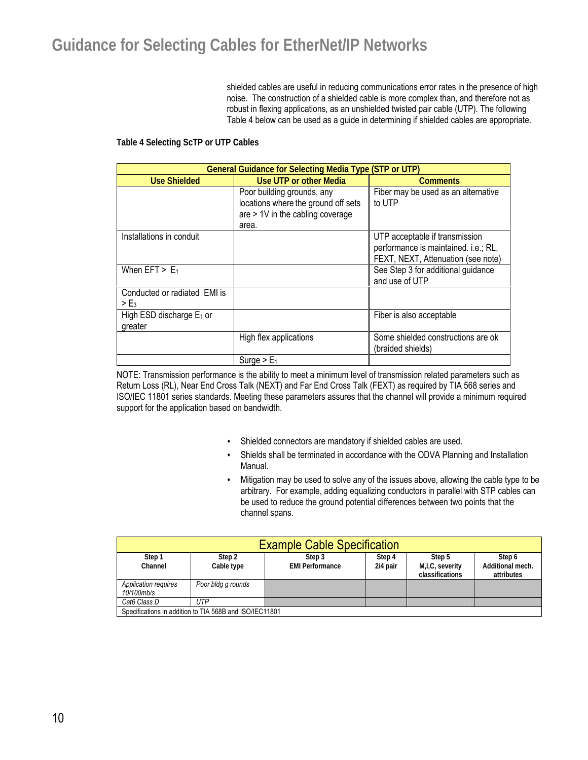shielded cables are useful in reducing communications error rates in the presence of high noise. The construction of a shielded cable is more complex than, and therefore not as robust in flexing applications, as an unshielded twisted pair cable (UTP). The following Table 4 below can be used as a guide in determining if shielded cables are appropriate.

**Table 4 Selecting ScTP or UTP Cables**

| General Guidance for Selecting Media Type (STP or UTP) | | |
|---|---|---|
| **Use Shielded** | **Use UTP or other Media** | **Comments** |
| | Poor building grounds, any locations where the ground off sets are > 1V in the cabling coverage area. | Fiber may be used as an alternative to UTP |
| Installations in conduit | | UTP acceptable if transmission performance is maintained. i.e.; RL, FEXT, NEXT, Attenuation (see note) |
| When EFT > $E_1$ | | See Step 3 for additional guidance and use of UTP |
| Conducted or radiated EMI is > $E_3$ | | |
| High ESD discharge $E_1$ or greater | | Fiber is also acceptable |
| | High flex applications | Some shielded constructions are ok (braided shields) |
| | Surge > $E_1$ | |

NOTE: Transmission performance is the ability to meet a minimum level of transmission related parameters such as Return Loss (RL), Near End Cross Talk (NEXT) and Far End Cross Talk (FEXT) as required by TIA 568 series and ISO/IEC 11801 series standards. Meeting these parameters assures that the channel will provide a minimum required support for the application based on bandwidth.

- Shielded connectors are mandatory if shielded cables are used.
- Shields shall be terminated in accordance with the ODVA Planning and Installation Manual.
- Mitigation may be used to solve any of the issues above, allowing the cable type to be arbitrary. For example, adding equalizing conductors in parallel with STP cables can be used to reduce the ground potential differences between two points that the channel spans.

| Example Cable Specification | | | | | |
|---|---|---|---|---|---|
| **Step 1 Channel** | **Step 2 Cable type** | **Step 3 EMI Performance** | **Step 4 2/4 pair** | **Step 5 M,I,C, severity classifications** | **Step 6 Additional mech. attributes** |
| *Application requires 10/100mb/s* | *Poor bldg g rounds* | | | | |
| *Cat6 Class D* | *UTP* | | | | |
| Specifications in addition to TIA 568B and ISO/IEC11801 | | | | | |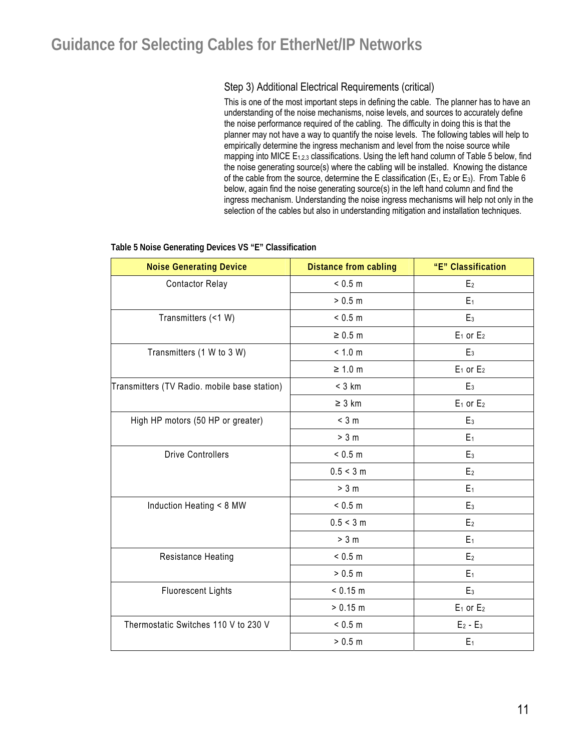### Step 3) Additional Electrical Requirements (critical)

This is one of the most important steps in defining the cable. The planner has to have an understanding of the noise mechanisms, noise levels, and sources to accurately define the noise performance required of the cabling. The difficulty in doing this is that the planner may not have a way to quantify the noise levels. The following tables will help to empirically determine the ingress mechanism and level from the noise source while mapping into MICE $E_{1,2,3}$ classifications. Using the left hand column of Table 5 below, find the noise generating source(s) where the cabling will be installed. Knowing the distance of the cable from the source, determine the E classification ($E_1$, $E_2$ or $E_3$). From Table 6 below, again find the noise generating source(s) in the left hand column and find the ingress mechanism. Understanding the noise ingress mechanisms will help not only in the selection of the cables but also in understanding mitigation and installation techniques.

**Table 5 Noise Generating Devices VS "E" Classification**

| Noise Generating Device | Distance from cabling | "E" Classification |
|---|---|---|
| Contactor Relay | < 0.5 m | $E_2$ |
| | > 0.5 m | $E_1$ |
| Transmitters (<1 W) | < 0.5 m | $E_3$ |
| | ≥ 0.5 m | $E_1$ or $E_2$ |
| Transmitters (1 W to 3 W) | < 1.0 m | $E_3$ |
| | ≥ 1.0 m | $E_1$ or $E_2$ |
| Transmitters (TV Radio. mobile base station) | < 3 km | $E_3$ |
| | ≥ 3 km | $E_1$ or $E_2$ |
| High HP motors (50 HP or greater) | < 3 m | $E_3$ |
| | > 3 m | $E_1$ |
| Drive Controllers | < 0.5 m | $E_3$ |
| | 0.5 < 3 m | $E_2$ |
| | > 3 m | $E_1$ |
| Induction Heating < 8 MW | < 0.5 m | $E_3$ |
| | 0.5 < 3 m | $E_2$ |
| | > 3 m | $E_1$ |
| Resistance Heating | < 0.5 m | $E_2$ |
| | > 0.5 m | $E_1$ |
| Fluorescent Lights | < 0.15 m | $E_3$ |
| | > 0.15 m | $E_1$ or $E_2$ |
| Thermostatic Switches 110 V to 230 V | < 0.5 m | $E_2$ - $E_3$ |
| | > 0.5 m | $E_1$ |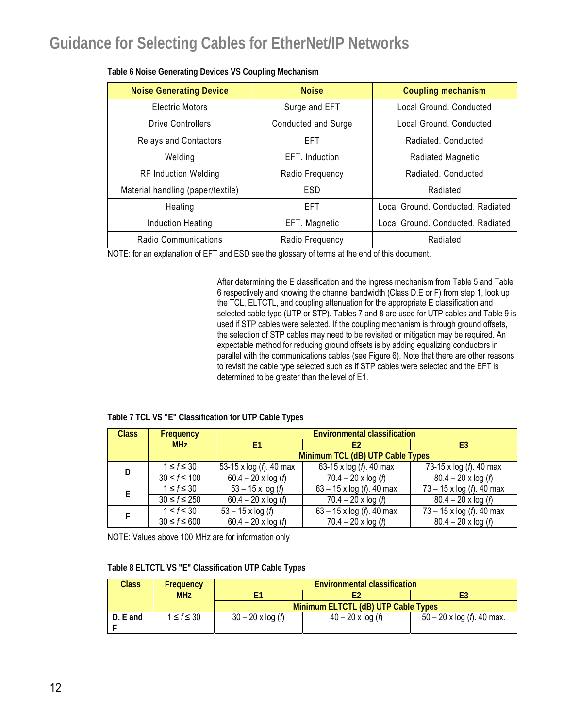**Table 6 Noise Generating Devices VS Coupling Mechanism**

| Noise Generating Device | Noise | Coupling mechanism |
|---|---|---|
| Electric Motors | Surge and EFT | Local Ground. Conducted |
| Drive Controllers | Conducted and Surge | Local Ground. Conducted |
| Relays and Contactors | EFT | Radiated. Conducted |
| Welding | EFT. Induction | Radiated Magnetic |
| RF Induction Welding | Radio Frequency | Radiated. Conducted |
| Material handling (paper/textile) | ESD | Radiated |
| Heating | EFT | Local Ground. Conducted. Radiated |
| Induction Heating | EFT. Magnetic | Local Ground. Conducted. Radiated |
| Radio Communications | Radio Frequency | Radiated |

NOTE: for an explanation of EFT and ESD see the glossary of terms at the end of this document.

After determining the E classification and the ingress mechanism from Table 5 and Table 6 respectively and knowing the channel bandwidth (Class D.E or F) from step 1, look up the TCL, ELTCTL, and coupling attenuation for the appropriate E classification and selected cable type (UTP or STP). Tables 7 and 8 are used for UTP cables and Table 9 is used if STP cables were selected. If the coupling mechanism is through ground offsets, the selection of STP cables may need to be revisited or mitigation may be required. An expectable method for reducing ground offsets is by adding equalizing conductors in parallel with the communications cables (see Figure 6). Note that there are other reasons to revisit the cable type selected such as if STP cables were selected and the EFT is determined to be greater than the level of E1.

**Table 7 TCL VS "E" Classification for UTP Cable Types**

| Class | Frequency MHz | Environmental classification | | |
|---|---|---|---|---|
| | | E1 | E2 | E3 |
| | | Minimum TCL (dB) UTP Cable Types | | |
| D | $1 \le f \le 30$ | 53-15 x log ($f$). 40 max | 63-15 x log ($f$). 40 max | 73-15 x log ($f$). 40 max |
| | $30 \le f \le 100$ | 60.4 – 20 x log ($f$) | 70.4 – 20 x log ($f$) | 80.4 – 20 x log ($f$) |
| E | $1 \le f \le 30$ | 53 – 15 x log ($f$) | 63 – 15 x log ($f$). 40 max | 73 – 15 x log ($f$). 40 max |
| | $30 \le f \le 250$ | 60.4 – 20 x log ($f$) | 70.4 – 20 x log ($f$) | 80.4 – 20 x log ($f$) |
| F | $1 \le f \le 30$ | 53 – 15 x log ($f$) | 63 – 15 x log ($f$). 40 max | 73 – 15 x log ($f$). 40 max |
| | $30 \le f \le 600$ | 60.4 – 20 x log ($f$) | 70.4 – 20 x log ($f$) | 80.4 – 20 x log ($f$) |

NOTE: Values above 100 MHz are for information only

**Table 8 ELTCTL VS "E" Classification UTP Cable Types**

| Class | Frequency MHz | Environmental classification | | |
|---|---|---|---|---|
| | | E1 | E2 | E3 |
| | | Minimum ELTCTL (dB) UTP Cable Types | | |
| D. E and F | $1 \le f \le 30$ | 30 – 20 x log ($f$) | 40 – 20 x log ($f$) | 50 – 20 x log ($f$). 40 max. |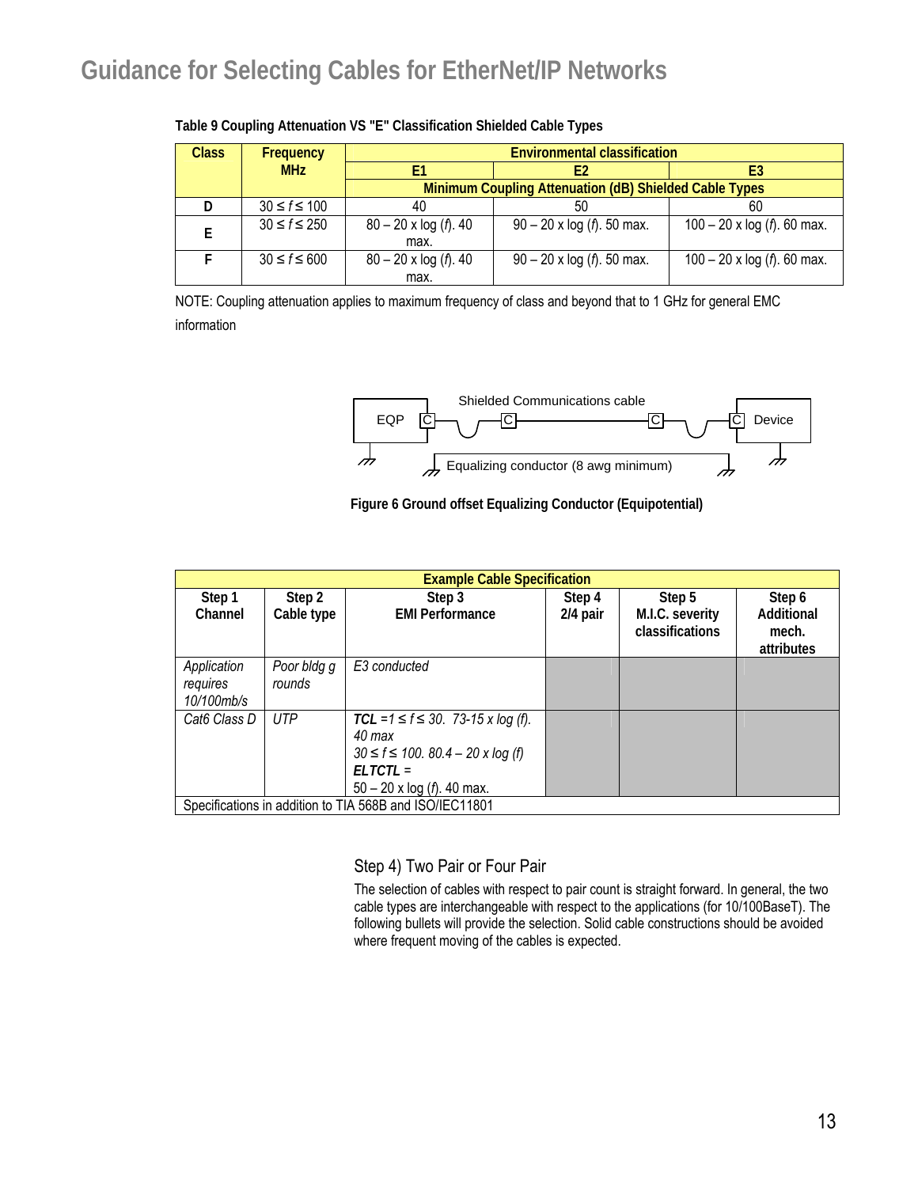**Table 9 Coupling Attenuation VS "E" Classification Shielded Cable Types**

| Class | Frequency MHz | Environmental classification | | |
|---|---|---|---|---|
| | | E1 | E2 | E3 |
| | | Minimum Coupling Attenuation (dB) Shielded Cable Types | | |
| D | $30 \le f \le 100$ | 40 | 50 | 60 |
| E | $30 \le f \le 250$ | 80 – 20 x log ($f$). 40 max. | 90 – 20 x log ($f$). 50 max. | 100 – 20 x log ($f$). 60 max. |
| F | $30 \le f \le 600$ | 80 – 20 x log ($f$). 40 max. | 90 – 20 x log ($f$). 50 max. | 100 – 20 x log ($f$). 60 max. |

NOTE: Coupling attenuation applies to maximum frequency of class and beyond that to 1 GHz for general EMC information

EQP | Shielded Communications cable | Device | Equalizing conductor (8 awg minimum)

**Figure 6 Ground offset Equalizing Conductor (Equipotential)**

| Example Cable Specification | | | | | |
|---|---|---|---|---|---|
| **Step 1 Channel** | **Step 2 Cable type** | **Step 3 EMI Performance** | **Step 4 2/4 pair** | **Step 5 M.I.C. severity classifications** | **Step 6 Additional mech. attributes** |
| *Application requires 10/100mb/s* | *Poor bldg g rounds* | *E3 conducted* | | | |
| *Cat6 Class D* | *UTP* | ***TCL** =$1 \le f \le 30$. 73-15 x log (f). 40 max*<br>*$30 \le f \le 100$. 80.4 – 20 x log (f)*<br>***ELTCTL** =*<br>*50 – 20 x log ($f$). 40 max.* | | | |
| Specifications in addition to TIA 568B and ISO/IEC11801 | | | | | |

### Step 4) Two Pair or Four Pair

The selection of cables with respect to pair count is straight forward. In general, the two cable types are interchangeable with respect to the applications (for 10/100BaseT). The following bullets will provide the selection. Solid cable constructions should be avoided where frequent moving of the cables is expected.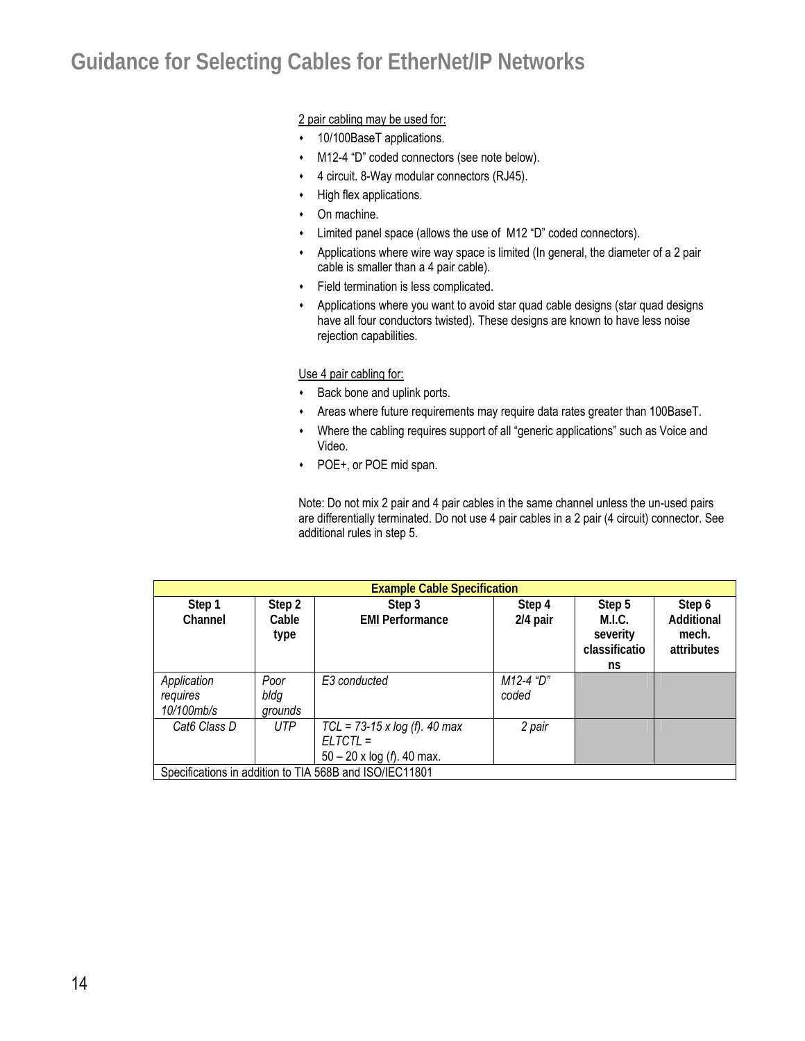2 pair cabling may be used for:

- 10/100BaseT applications.
- M12-4 "D" coded connectors (see note below).
- 4 circuit. 8-Way modular connectors (RJ45).
- High flex applications.
- On machine.
- Limited panel space (allows the use of M12 "D" coded connectors).
- Applications where wire way space is limited (In general, the diameter of a 2 pair cable is smaller than a 4 pair cable).
- Field termination is less complicated.
- Applications where you want to avoid star quad cable designs (star quad designs have all four conductors twisted). These designs are known to have less noise rejection capabilities.

Use 4 pair cabling for:

- Back bone and uplink ports.
- Areas where future requirements may require data rates greater than 100BaseT.
- Where the cabling requires support of all "generic applications" such as Voice and Video.
- POE+, or POE mid span.

Note: Do not mix 2 pair and 4 pair cables in the same channel unless the un-used pairs are differentially terminated. Do not use 4 pair cables in a 2 pair (4 circuit) connector. See additional rules in step 5.

| **Example Cable Specification** | | | | | |
|---|---|---|---|---|---|
| **Step 1 Channel** | **Step 2 Cable type** | **Step 3 EMI Performance** | **Step 4 2/4 pair** | **Step 5 M.I.C. severity classifications** | **Step 6 Additional mech. attributes** |
| *Application requires 10/100mb/s* | *Poor bldg grounds* | *E3 conducted* | *M12-4 "D" coded* | | |
| *Cat6 Class D* | *UTP* | *TCL = 73-15 x log (f). 40 max ELTCTL = 50 – 20 x log (f). 40 max.* | *2 pair* | | |
| Specifications in addition to TIA 568B and ISO/IEC11801 | | | | | |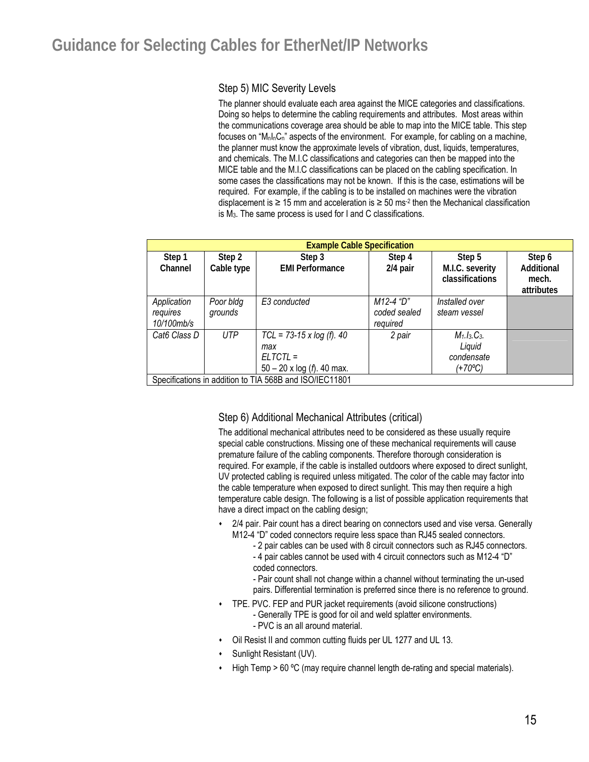# Guidance for Selecting Cables for EtherNet/IP Networks

## Step 5) MIC Severity Levels

The planner should evaluate each area against the MICE categories and classifications. Doing so helps to determine the cabling requirements and attributes. Most areas within the communications coverage area should be able to map into the MICE table. This step focuses on "$M_nI_nC_n$" aspects of the environment. For example, for cabling on a machine, the planner must know the approximate levels of vibration, dust, liquids, temperatures, and chemicals. The M.I.C classifications and categories can then be mapped into the MICE table and the M.I.C classifications can be placed on the cabling specification. In some cases the classifications may not be known. If this is the case, estimations will be required. For example, if the cabling is to be installed on machines were the vibration displacement is ≥ 15 mm and acceleration is ≥ 50 $ms^{-2}$ then the Mechanical classification is $M_3$. The same process is used for I and C classifications.

| Example Cable Specification | | | | | |
|---|---|---|---|---|---|
| **Step 1 Channel** | **Step 2 Cable type** | **Step 3 EMI Performance** | **Step 4 2/4 pair** | **Step 5 M.I.C. severity classifications** | **Step 6 Additional mech. attributes** |
| *Application requires 10/100mb/s* | *Poor bldg grounds* | *E3 conducted* | *M12-4 "D" coded sealed required* | *Installed over steam vessel* | |
| *Cat6 Class D* | *UTP* | *TCL = 73-15 x log (f). 40 max ELTCTL = 50 – 20 x log (f). 40 max.* | *2 pair* | *$M_1.I_3.C_3$. Liquid condensate (+70ºC)* | |
| Specifications in addition to TIA 568B and ISO/IEC11801 | | | | | |

## Step 6) Additional Mechanical Attributes (critical)

The additional mechanical attributes need to be considered as these usually require special cable constructions. Missing one of these mechanical requirements will cause premature failure of the cabling components. Therefore thorough consideration is required. For example, if the cable is installed outdoors where exposed to direct sunlight, UV protected cabling is required unless mitigated. The color of the cable may factor into the cable temperature when exposed to direct sunlight. This may then require a high temperature cable design. The following is a list of possible application requirements that have a direct impact on the cabling design;

- 2/4 pair. Pair count has a direct bearing on connectors used and vise versa. Generally M12-4 "D" coded connectors require less space than RJ45 sealed connectors.
  - 2 pair cables can be used with 8 circuit connectors such as RJ45 connectors.
  - 4 pair cables cannot be used with 4 circuit connectors such as M12-4 "D" coded connectors.
  - Pair count shall not change within a channel without terminating the un-used pairs. Differential termination is preferred since there is no reference to ground.
- TPE. PVC. FEP and PUR jacket requirements (avoid silicone constructions)
  - Generally TPE is good for oil and weld splatter environments.
  - PVC is an all around material.
- Oil Resist II and common cutting fluids per UL 1277 and UL 13.
- Sunlight Resistant (UV).
- High Temp > 60 ºC (may require channel length de-rating and special materials).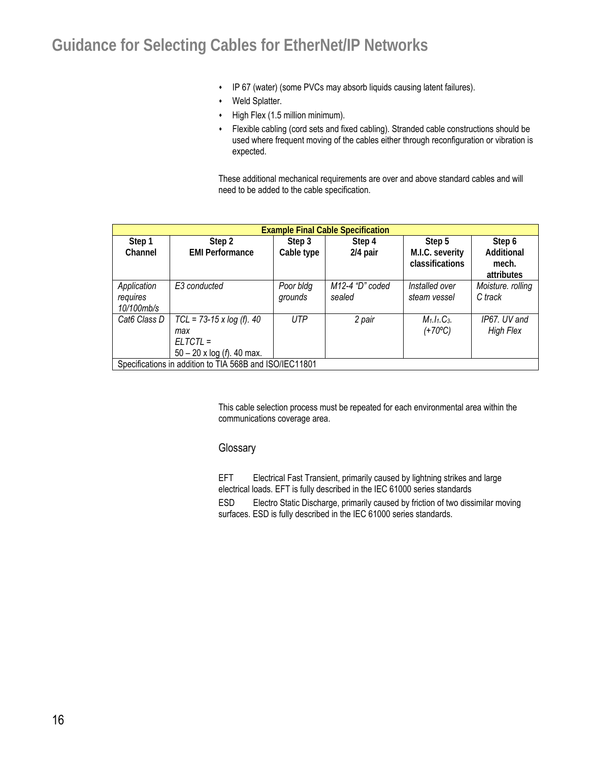- IP 67 (water) (some PVCs may absorb liquids causing latent failures).
- Weld Splatter.
- High Flex (1.5 million minimum).
- Flexible cabling (cord sets and fixed cabling). Stranded cable constructions should be used where frequent moving of the cables either through reconfiguration or vibration is expected.

These additional mechanical requirements are over and above standard cables and will need to be added to the cable specification.

| Example Final Cable Specification | | | | | |
|---|---|---|---|---|---|
| **Step 1 Channel** | **Step 2 EMI Performance** | **Step 3 Cable type** | **Step 4 2/4 pair** | **Step 5 M.I.C. severity classifications** | **Step 6 Additional mech. attributes** |
| *Application requires 10/100mb/s* | *E3 conducted* | *Poor bldg grounds* | *M12-4 "D" coded sealed* | *Installed over steam vessel* | *Moisture. rolling C track* |
| *Cat6 Class D* | *TCL = 73-15 x log (f). 40 max* <br> *ELTCTL =* <br> 50 – 20 x log (*f*). 40 max. | *UTP* | *2 pair* | $M_1.I_1.C_3.$ *(+70ºC)* | *IP67. UV and High Flex* |
| Specifications in addition to TIA 568B and ISO/IEC11801 | | | | | |

This cable selection process must be repeated for each environmental area within the communications coverage area.

## Glossary

EFT Electrical Fast Transient, primarily caused by lightning strikes and large electrical loads. EFT is fully described in the IEC 61000 series standards

ESD Electro Static Discharge, primarily caused by friction of two dissimilar moving surfaces. ESD is fully described in the IEC 61000 series standards.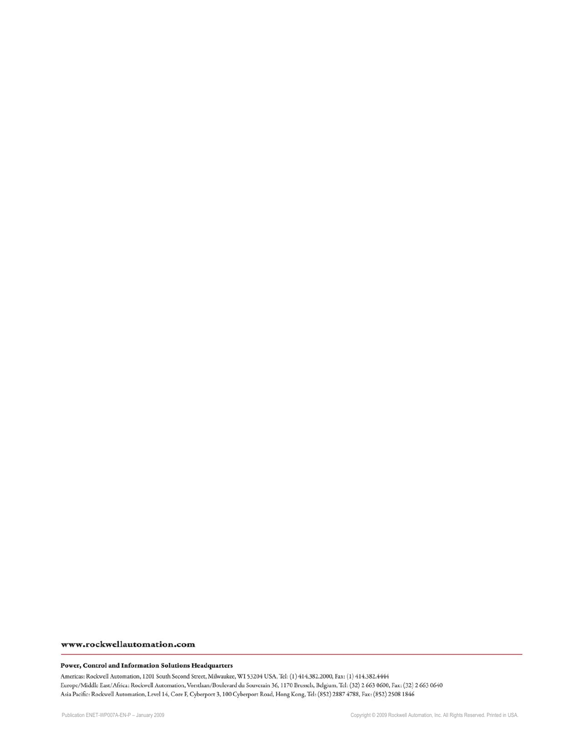**www.rockwellautomation.com**

**Power, Control and Information Solutions Headquarters**

Americas: Rockwell Automation, 1201 South Second Street, Milwaukee, WI 53204 USA, Tel: (1) 414.382.2000, Fax: (1) 414.382.4444
Europe/Middle East/Africa: Rockwell Automation, Vorstlaan/Boulevard du Souverain 36, 1170 Brussels, Belgium, Tel: (32) 2 663 0600, Fax: (32) 2 663 0640
Asia Pacific: Rockwell Automation, Level 14, Core F, Cyberport 3, 100 Cyberport Road, Hong Kong, Tel: (852) 2887 4788, Fax: (852) 2508 1846

Publication ENET-WP007A-EN-P – January 2009

Copyright © 2009 Rockwell Automation, Inc. All Rights Reserved. Printed in USA.